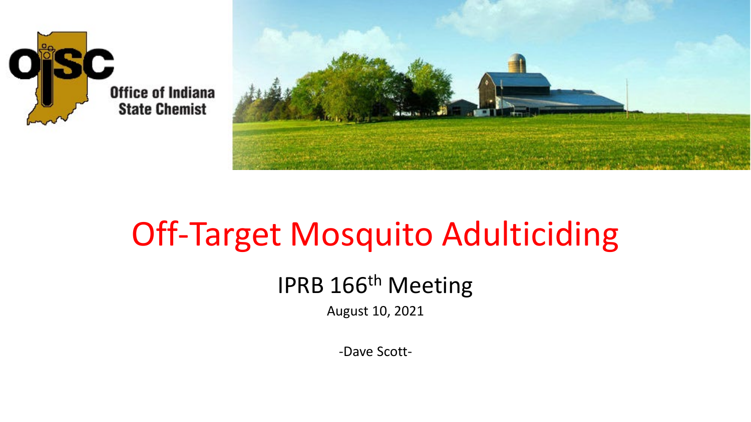Office of Indiana State Chemist

# Off-Target Mosquito Adulticiding

## IPRB 166th Meeting

August 10, 2021

-Dave Scott-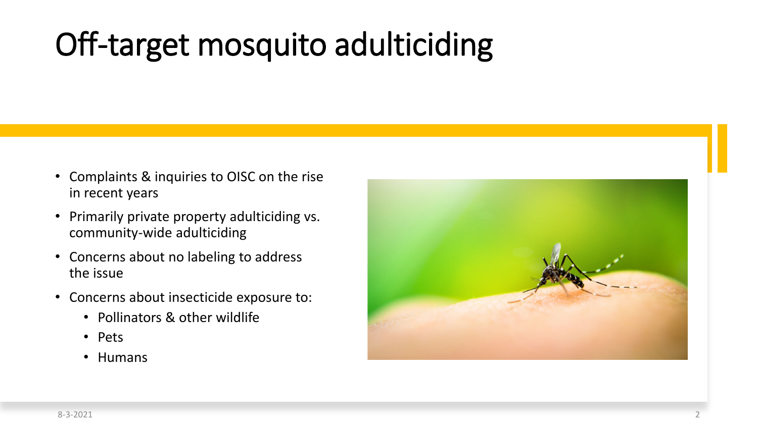# Off-target mosquito adulticiding

- Complaints & inquiries to OISC on the rise in recent years
- Primarily private property adulticiding vs. community-wide adulticiding
- Concerns about no labeling to address the issue
- Concerns about insecticide exposure to:
  - Pollinators & other wildlife
  - Pets
  - Humans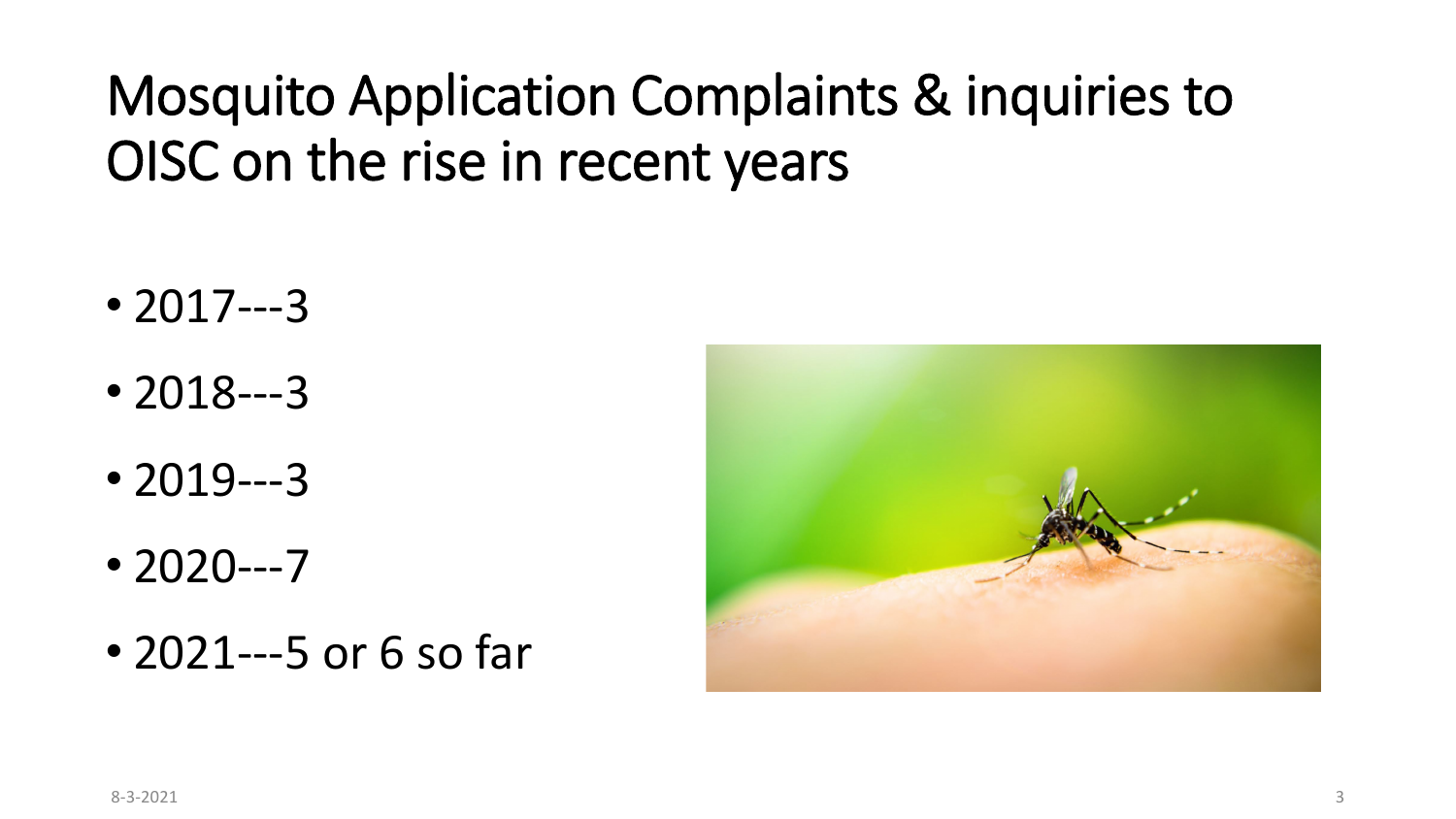# Mosquito Application Complaints & inquiries to OISC on the rise in recent years

- 2017---3
- 2018---3
- 2019---3
- 2020---7
- 2021---5 or 6 so far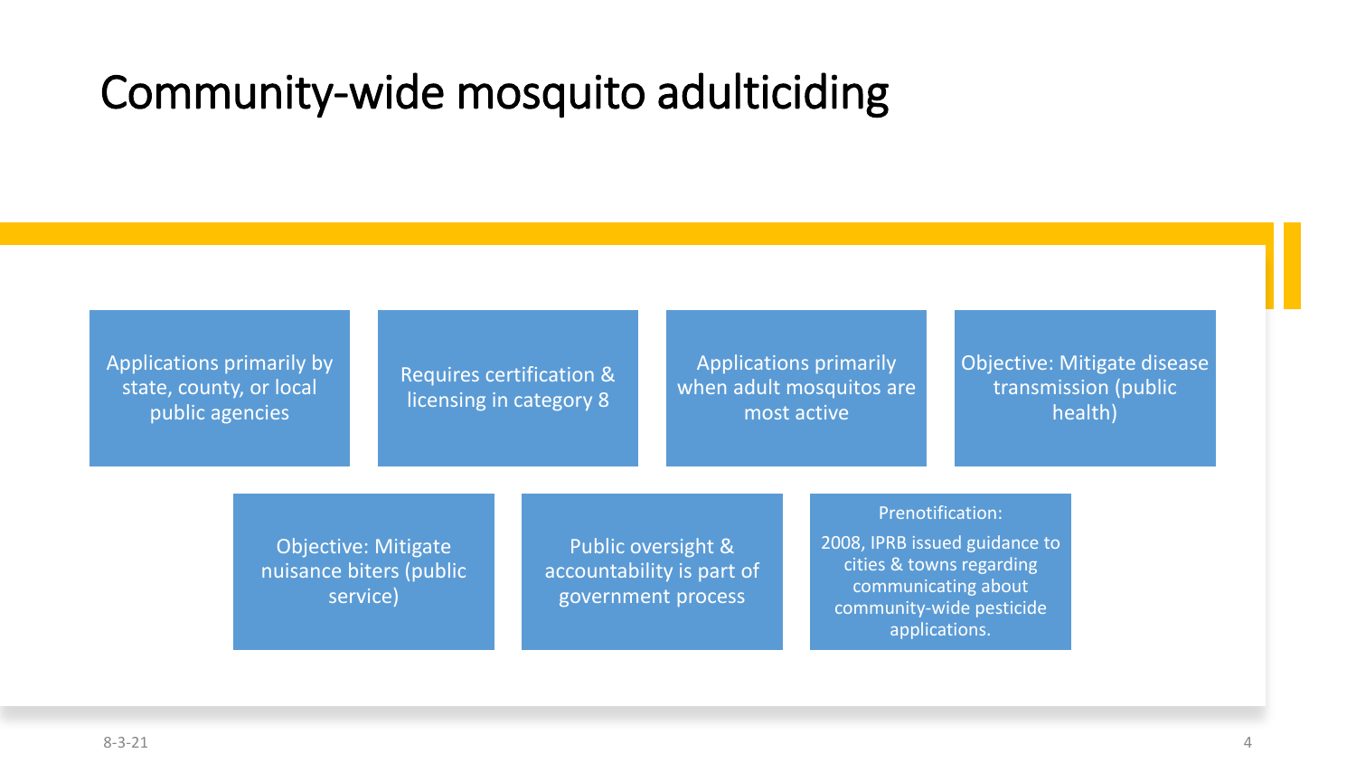# Community-wide mosquito adulticiding

- Applications primarily by state, county, or local public agencies
- Requires certification & licensing in category 8
- Applications primarily when adult mosquitos are most active
- Objective: Mitigate disease transmission (public health)
- Objective: Mitigate nuisance biters (public service)
- Public oversight & accountability is part of government process
- Prenotification:

  2008, IPRB issued guidance to cities & towns regarding communicating about community-wide pesticide applications.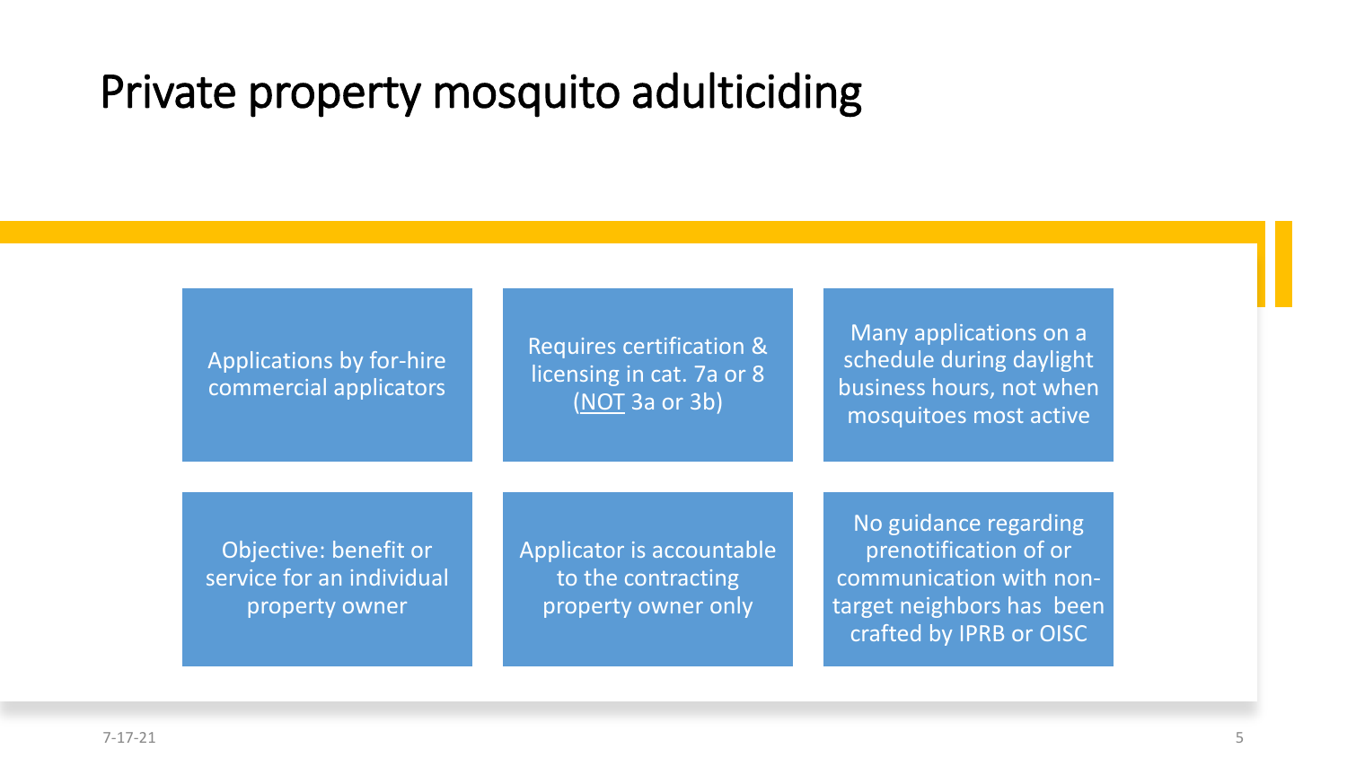# Private property mosquito adulticiding

- Applications by for-hire commercial applicators
- Requires certification & licensing in cat. 7a or 8 (NOT 3a or 3b)
- Many applications on a schedule during daylight business hours, not when mosquitoes most active
- Objective: benefit or service for an individual property owner
- Applicator is accountable to the contracting property owner only
- No guidance regarding prenotification of or communication with non-target neighbors has been crafted by IPRB or OISC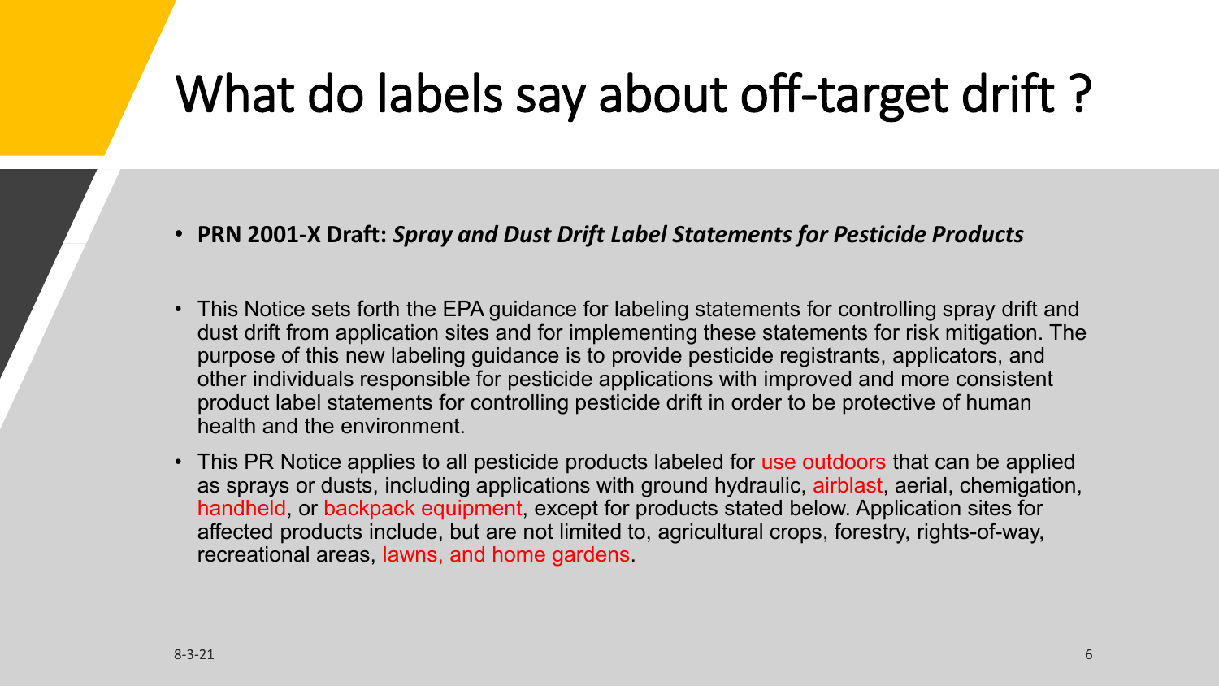# What do labels say about off-target drift ?

- **PRN 2001-X Draft:** ***Spray and Dust Drift Label Statements for Pesticide Products***

- This Notice sets forth the EPA guidance for labeling statements for controlling spray drift and dust drift from application sites and for implementing these statements for risk mitigation. The purpose of this new labeling guidance is to provide pesticide registrants, applicators, and other individuals responsible for pesticide applications with improved and more consistent product label statements for controlling pesticide drift in order to be protective of human health and the environment.

- This PR Notice applies to all pesticide products labeled for use outdoors that can be applied as sprays or dusts, including applications with ground hydraulic, airblast, aerial, chemigation, handheld, or backpack equipment, except for products stated below. Application sites for affected products include, but are not limited to, agricultural crops, forestry, rights-of-way, recreational areas, lawns, and home gardens.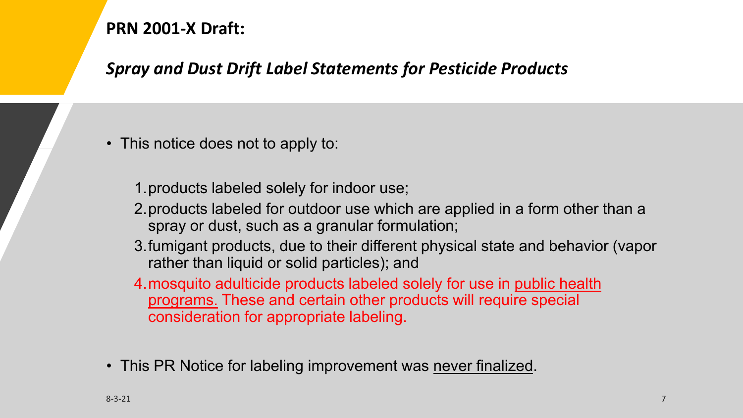## PRN 2001-X Draft:

### *Spray and Dust Drift Label Statements for Pesticide Products*

- This notice does not to apply to:

  1. products labeled solely for indoor use;
  2. products labeled for outdoor use which are applied in a form other than a spray or dust, such as a granular formulation;
  3. fumigant products, due to their different physical state and behavior (vapor rather than liquid or solid particles); and
  4. mosquito adulticide products labeled solely for use in public health programs. These and certain other products will require special consideration for appropriate labeling.

- This PR Notice for labeling improvement was never finalized.

8-3-21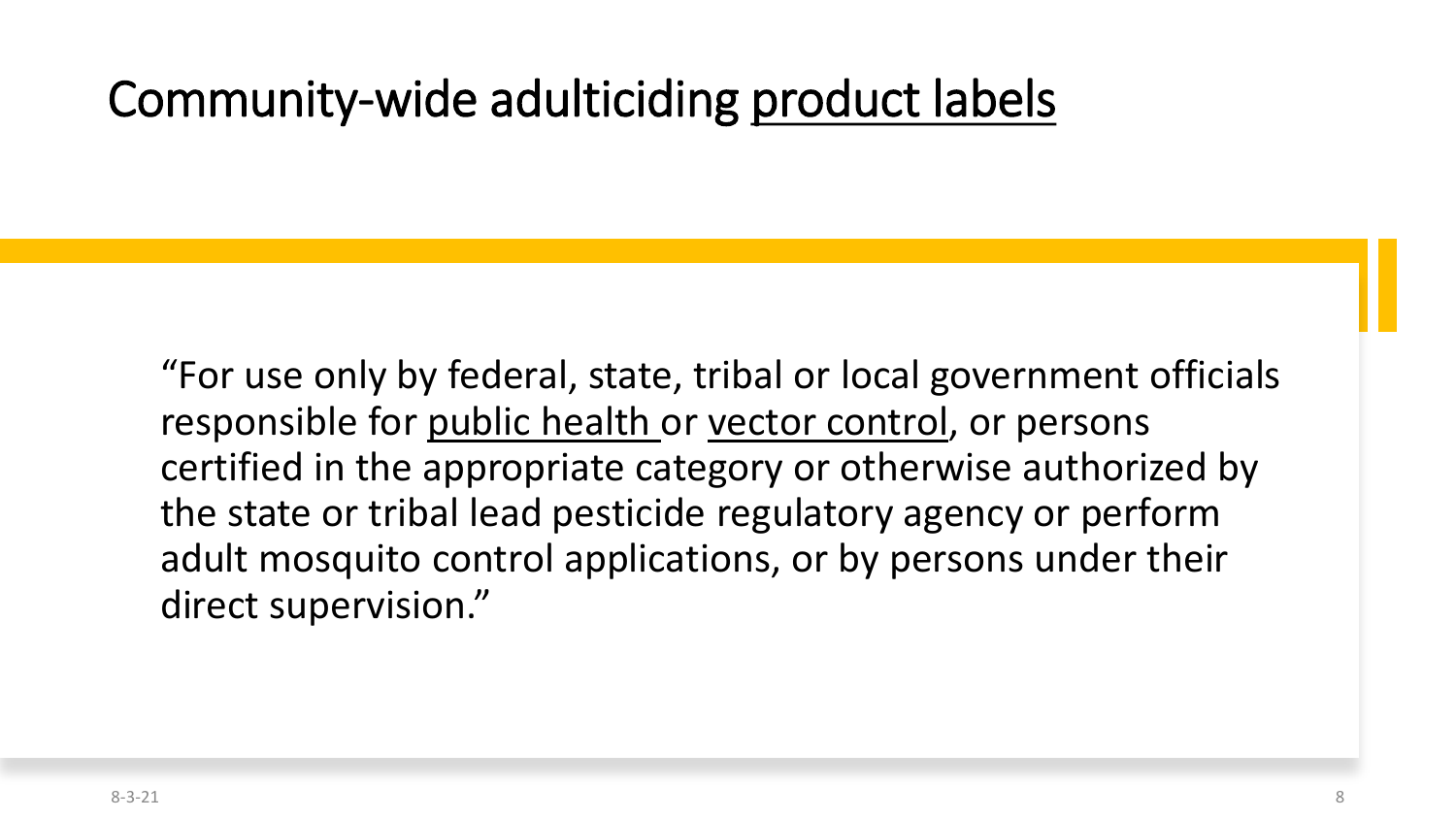# Community-wide adulticiding product labels

"For use only by federal, state, tribal or local government officials responsible for public health or vector control, or persons certified in the appropriate category or otherwise authorized by the state or tribal lead pesticide regulatory agency or perform adult mosquito control applications, or by persons under their direct supervision."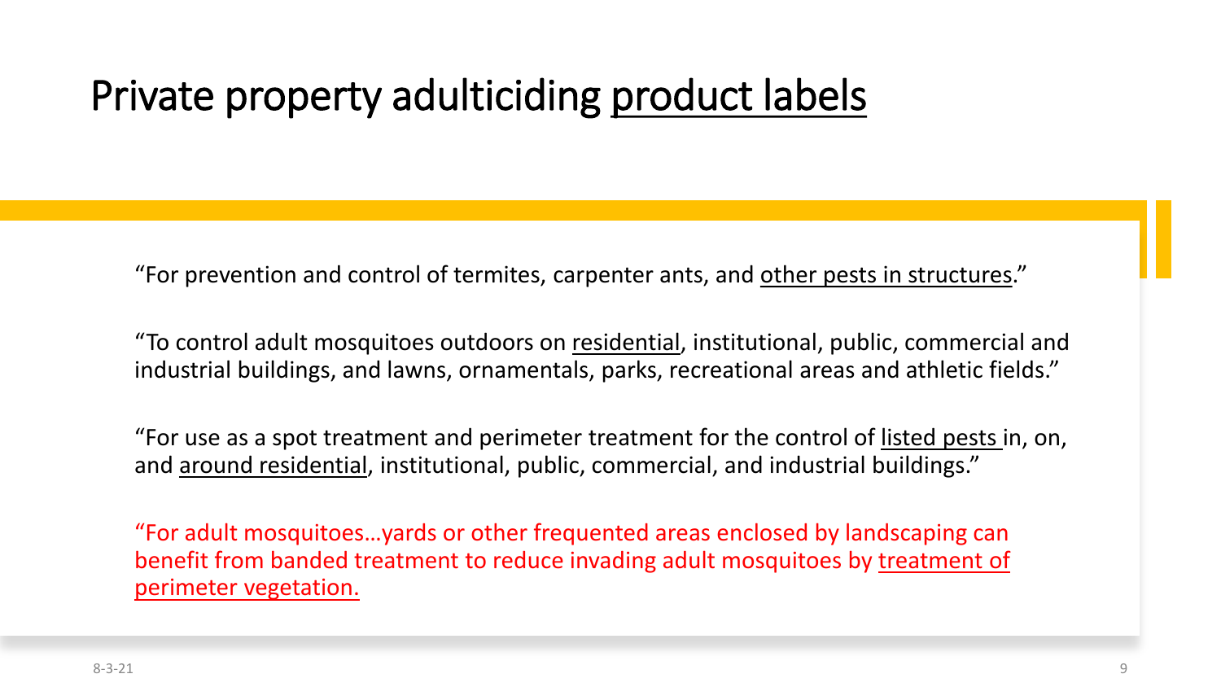# Private property adulticiding product labels

"For prevention and control of termites, carpenter ants, and other pests in structures."

"To control adult mosquitoes outdoors on residential, institutional, public, commercial and industrial buildings, and lawns, ornamentals, parks, recreational areas and athletic fields."

"For use as a spot treatment and perimeter treatment for the control of listed pests in, on, and around residential, institutional, public, commercial, and industrial buildings."

"For adult mosquitoes…yards or other frequented areas enclosed by landscaping can benefit from banded treatment to reduce invading adult mosquitoes by treatment of perimeter vegetation.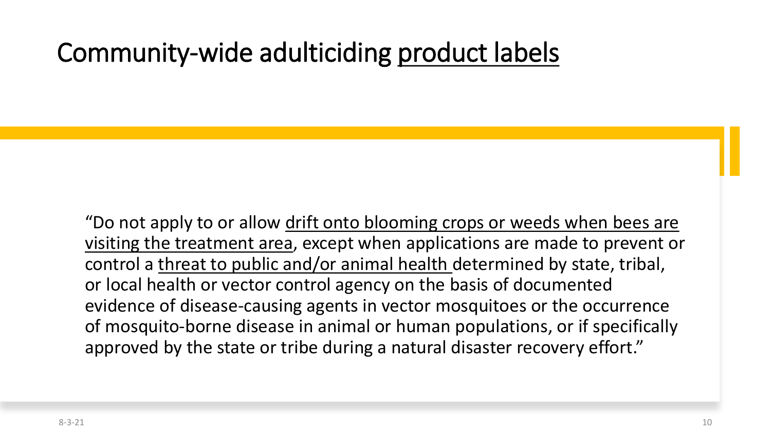# Community-wide adulticiding product labels

"Do not apply to or allow drift onto blooming crops or weeds when bees are visiting the treatment area, except when applications are made to prevent or control a threat to public and/or animal health determined by state, tribal, or local health or vector control agency on the basis of documented evidence of disease-causing agents in vector mosquitoes or the occurrence of mosquito-borne disease in animal or human populations, or if specifically approved by the state or tribe during a natural disaster recovery effort."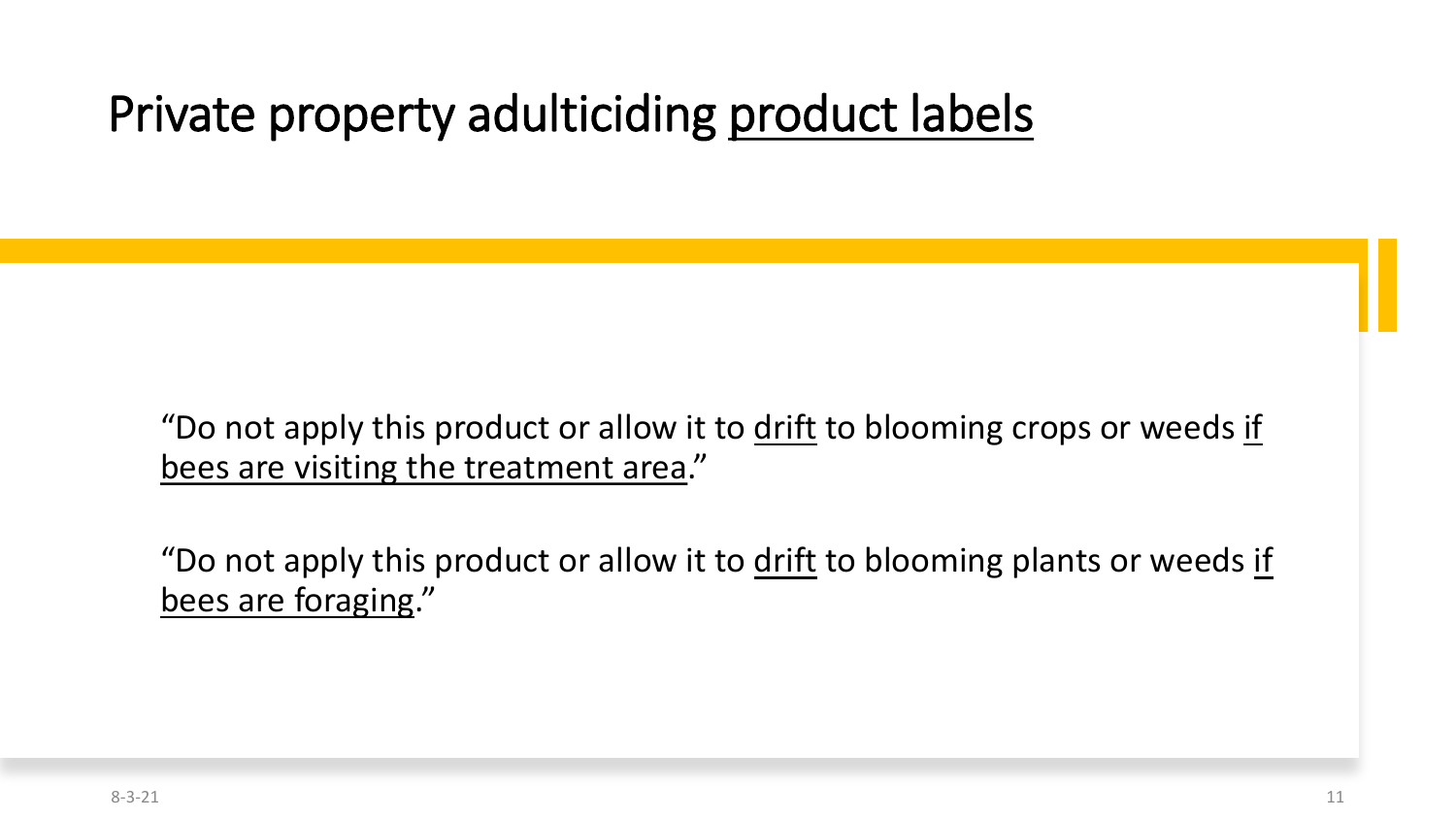# Private property adulticiding product labels

"Do not apply this product or allow it to drift to blooming crops or weeds if bees are visiting the treatment area."

"Do not apply this product or allow it to drift to blooming plants or weeds if bees are foraging."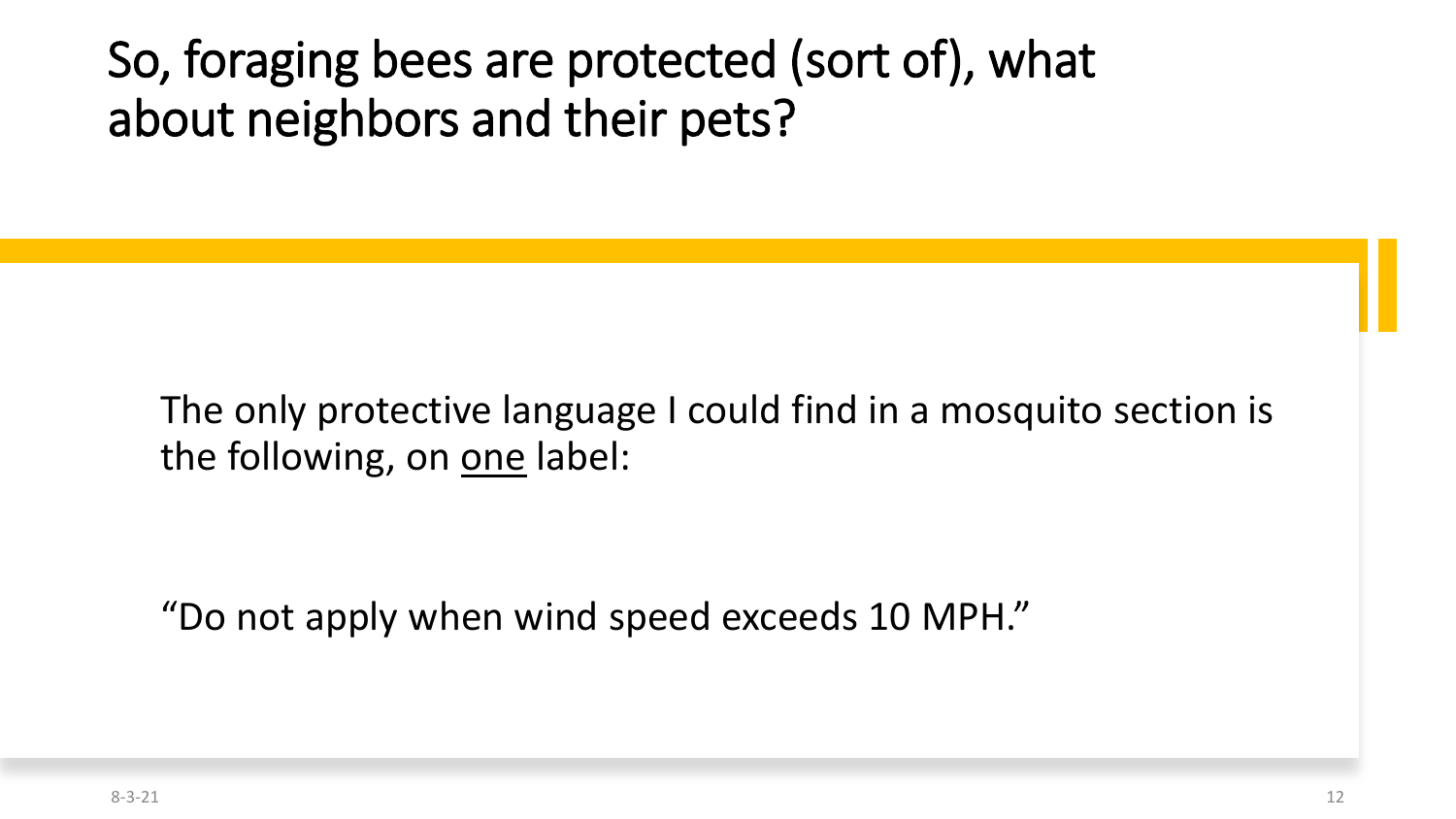# So, foraging bees are protected (sort of), what about neighbors and their pets?

The only protective language I could find in a mosquito section is the following, on <u>one</u> label:

"Do not apply when wind speed exceeds 10 MPH."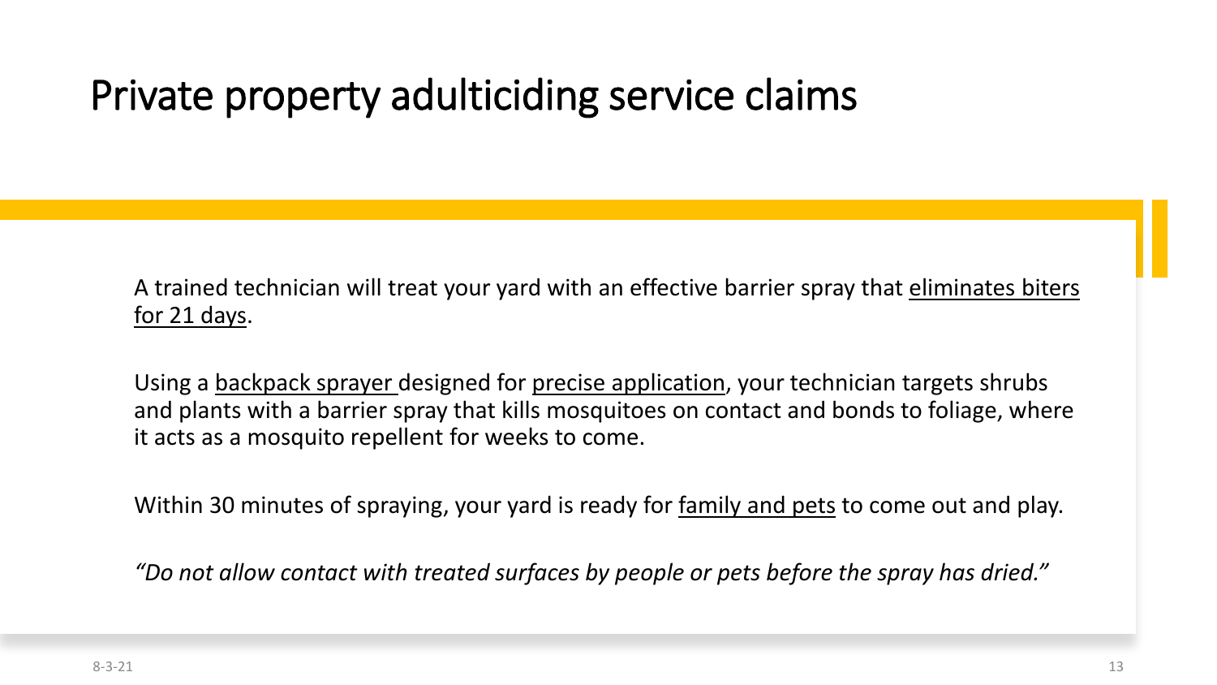# Private property adulticiding service claims

A trained technician will treat your yard with an effective barrier spray that <u>eliminates biters for 21 days</u>.

Using a <u>backpack sprayer</u> designed for <u>precise application</u>, your technician targets shrubs and plants with a barrier spray that kills mosquitoes on contact and bonds to foliage, where it acts as a mosquito repellent for weeks to come.

Within 30 minutes of spraying, your yard is ready for <u>family and pets</u> to come out and play.

*"Do not allow contact with treated surfaces by people or pets before the spray has dried."*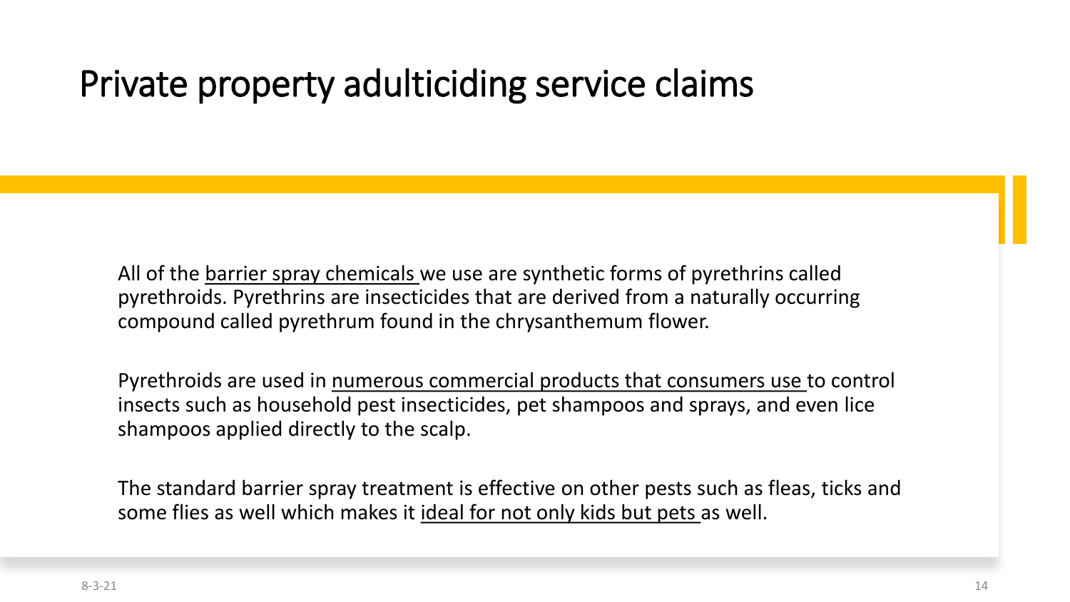# Private property adulticiding service claims

All of the <u>barrier spray chemicals</u> we use are synthetic forms of pyrethrins called pyrethroids. Pyrethrins are insecticides that are derived from a naturally occurring compound called pyrethrum found in the chrysanthemum flower.

Pyrethroids are used in <u>numerous commercial products that consumers use</u> to control insects such as household pest insecticides, pet shampoos and sprays, and even lice shampoos applied directly to the scalp.

The standard barrier spray treatment is effective on other pests such as fleas, ticks and some flies as well which makes it <u>ideal for not only kids but pets</u> as well.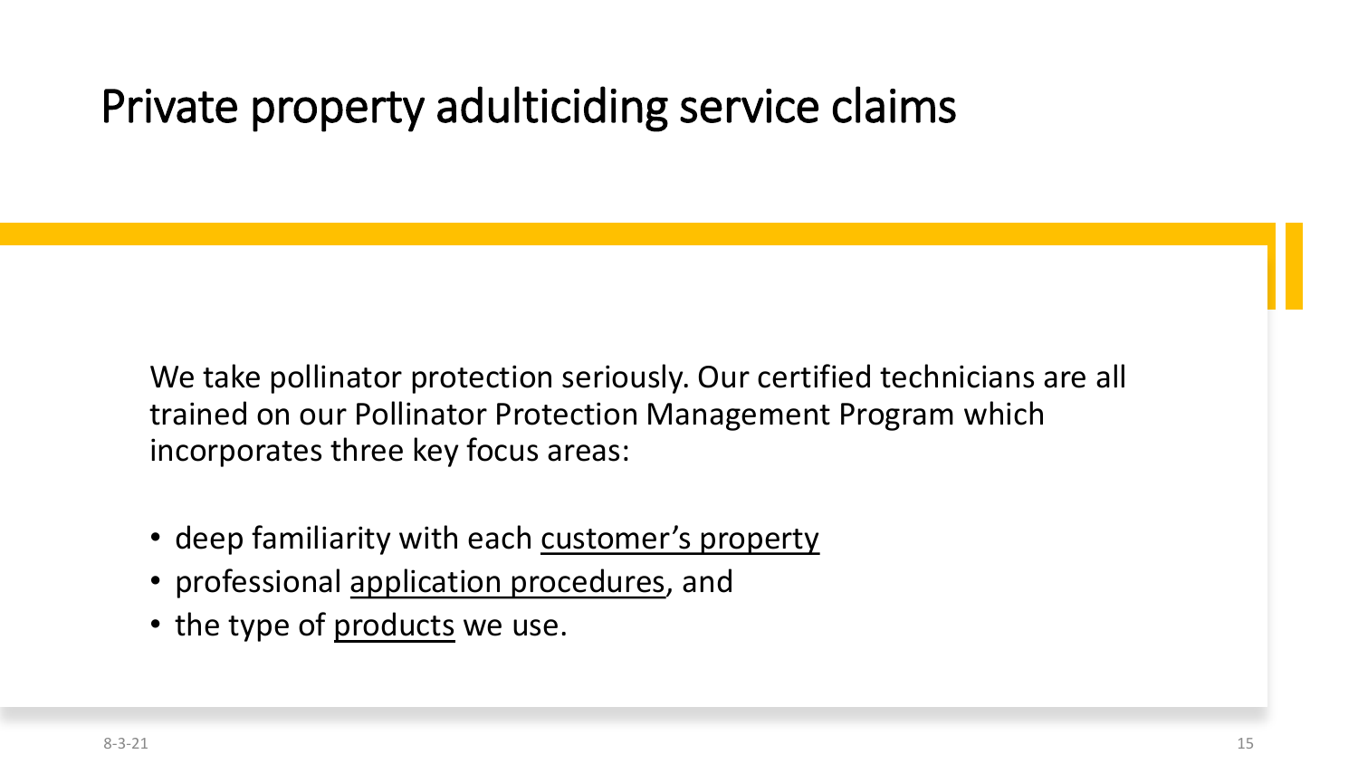# Private property adulticiding service claims

We take pollinator protection seriously. Our certified technicians are all trained on our Pollinator Protection Management Program which incorporates three key focus areas:

- deep familiarity with each customer's property
- professional application procedures, and
- the type of products we use.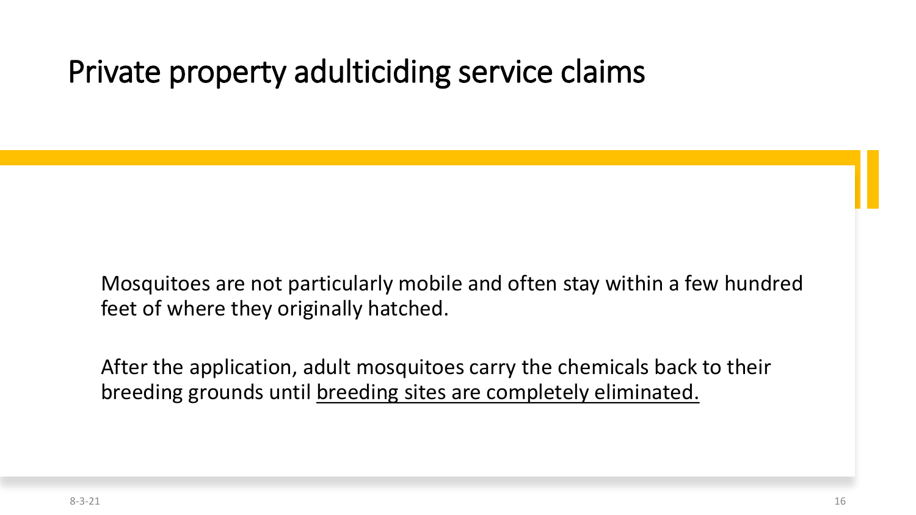# Private property adulticiding service claims

Mosquitoes are not particularly mobile and often stay within a few hundred feet of where they originally hatched.

After the application, adult mosquitoes carry the chemicals back to their breeding grounds until <u>breeding sites are completely eliminated.</u>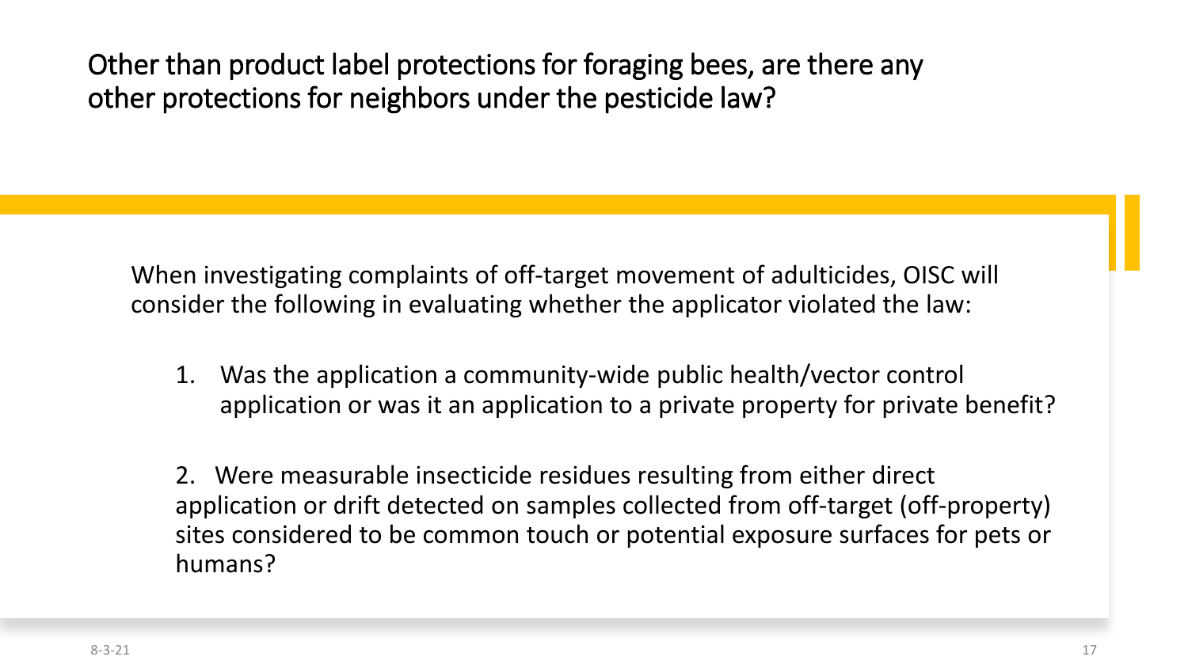# Other than product label protections for foraging bees, are there any other protections for neighbors under the pesticide law?

When investigating complaints of off-target movement of adulticides, OISC will consider the following in evaluating whether the applicator violated the law:

1. Was the application a community-wide public health/vector control application or was it an application to a private property for private benefit?

2. Were measurable insecticide residues resulting from either direct application or drift detected on samples collected from off-target (off-property) sites considered to be common touch or potential exposure surfaces for pets or humans?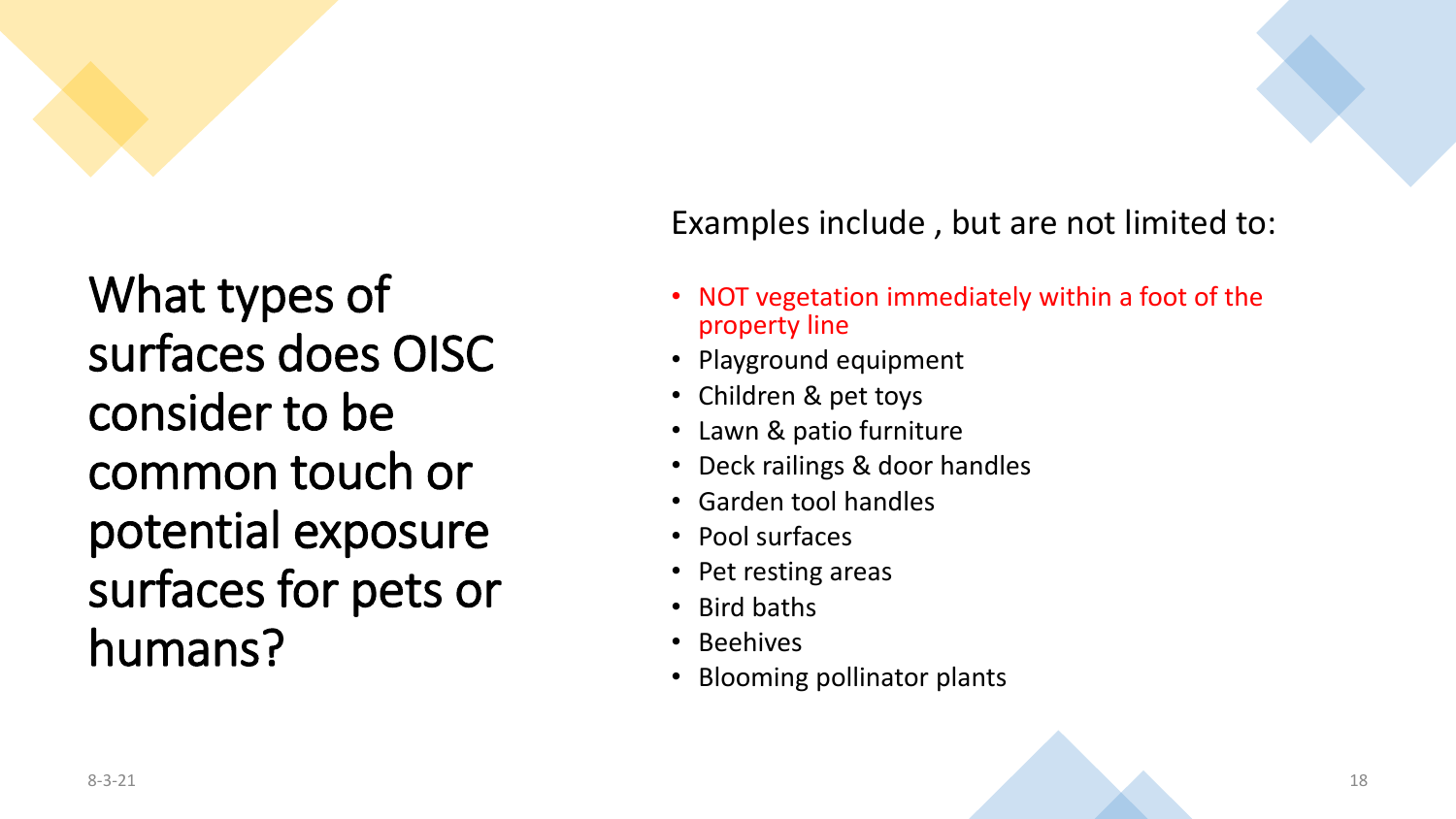# What types of surfaces does OISC consider to be common touch or potential exposure surfaces for pets or humans?

Examples include , but are not limited to:

- NOT vegetation immediately within a foot of the property line
- Playground equipment
- Children & pet toys
- Lawn & patio furniture
- Deck railings & door handles
- Garden tool handles
- Pool surfaces
- Pet resting areas
- Bird baths
- Beehives
- Blooming pollinator plants

8-3-21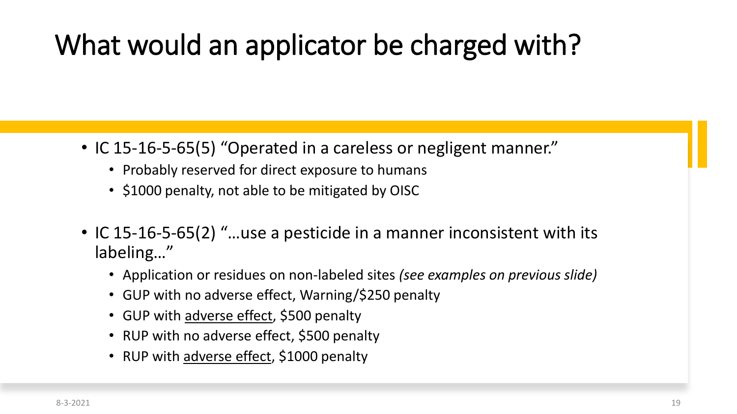# What would an applicator be charged with?

- IC 15-16-5-65(5) “Operated in a careless or negligent manner.”
  - Probably reserved for direct exposure to humans
  - $1000 penalty, not able to be mitigated by OISC

- IC 15-16-5-65(2) “…use a pesticide in a manner inconsistent with its labeling…”
  - Application or residues on non-labeled sites *(see examples on previous slide)*
  - GUP with no adverse effect, Warning/$250 penalty
  - GUP with <u>adverse effect</u>, $500 penalty
  - RUP with no adverse effect, $500 penalty
  - RUP with <u>adverse effect</u>, $1000 penalty

8-3-2021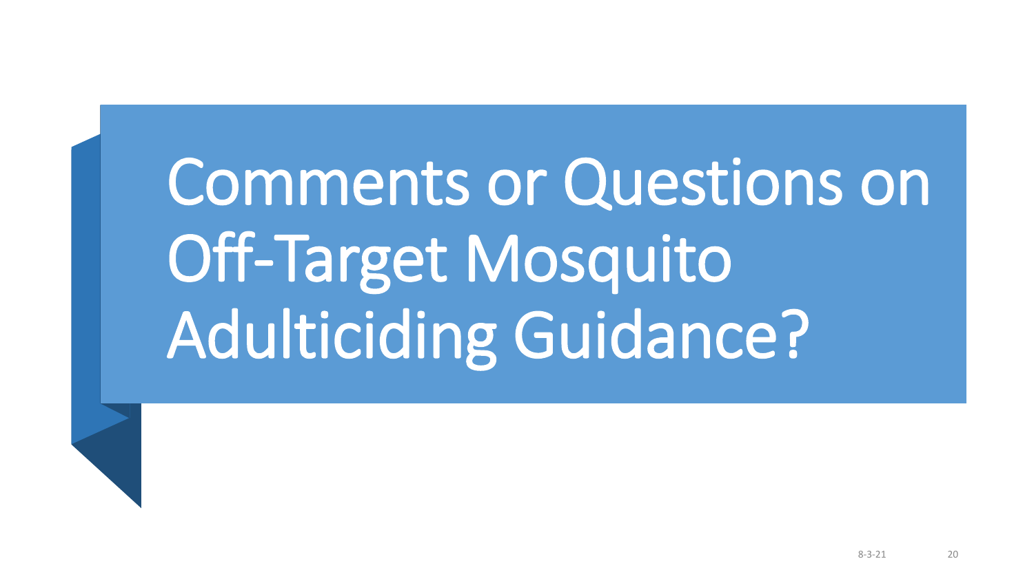# Comments or Questions on Off-Target Mosquito Adulticiding Guidance?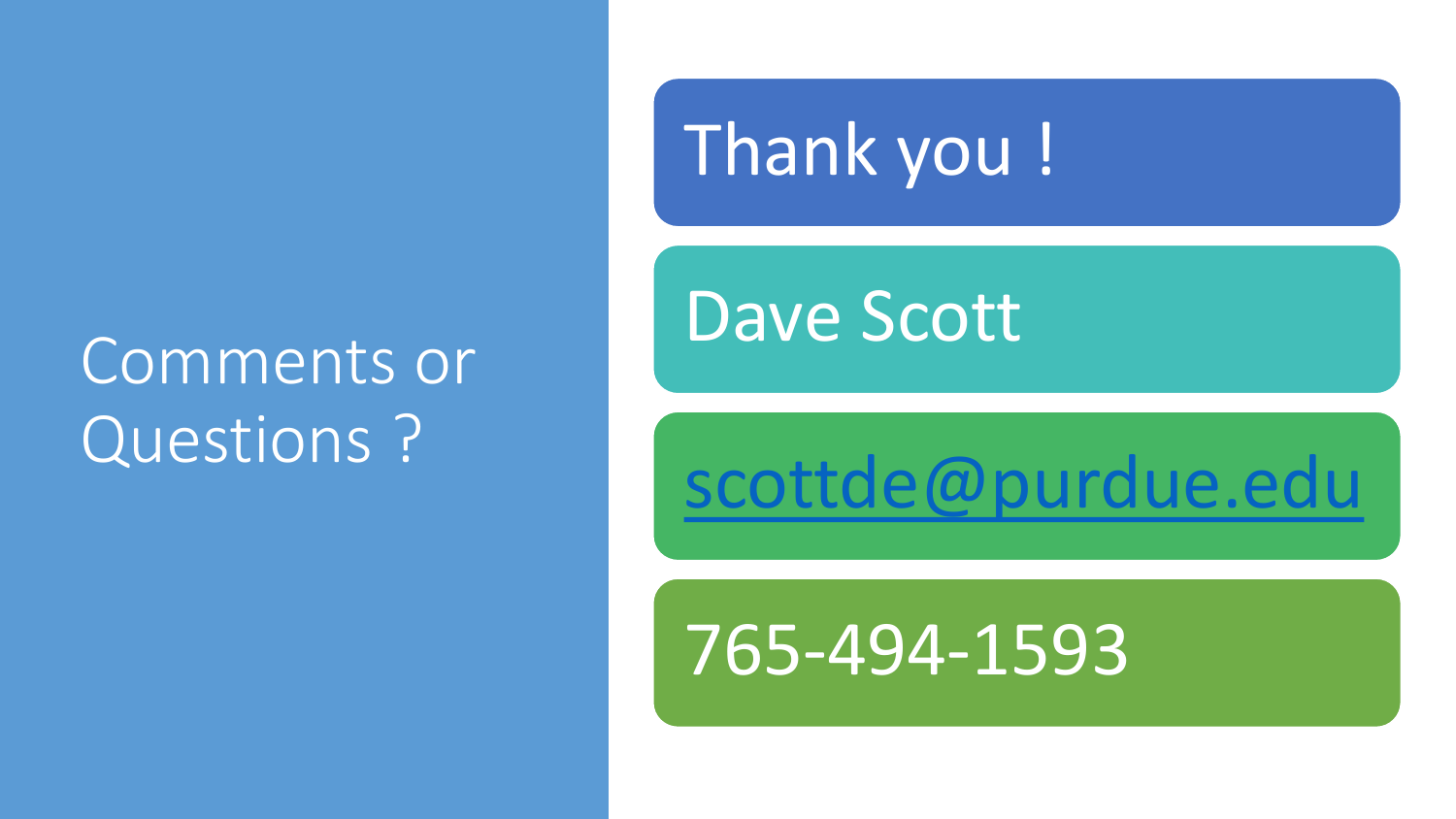# Comments or Questions ?

Thank you !

Dave Scott

[scottde@purdue.edu](mailto:scottde@purdue.edu)

765-494-1593